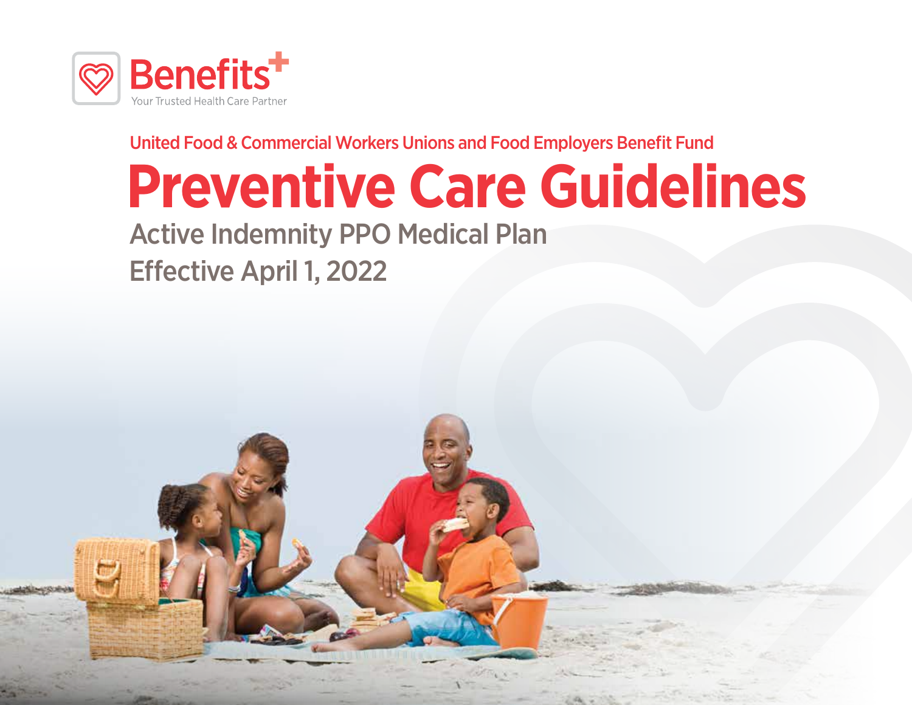Benefits+

Your Trusted Health Care Partner

United Food & Commercial Workers Unions and Food Employers Benefit Fund

# Preventive Care Guidelines

## Active Indemnity PPO Medical Plan

## Effective April 1, 2022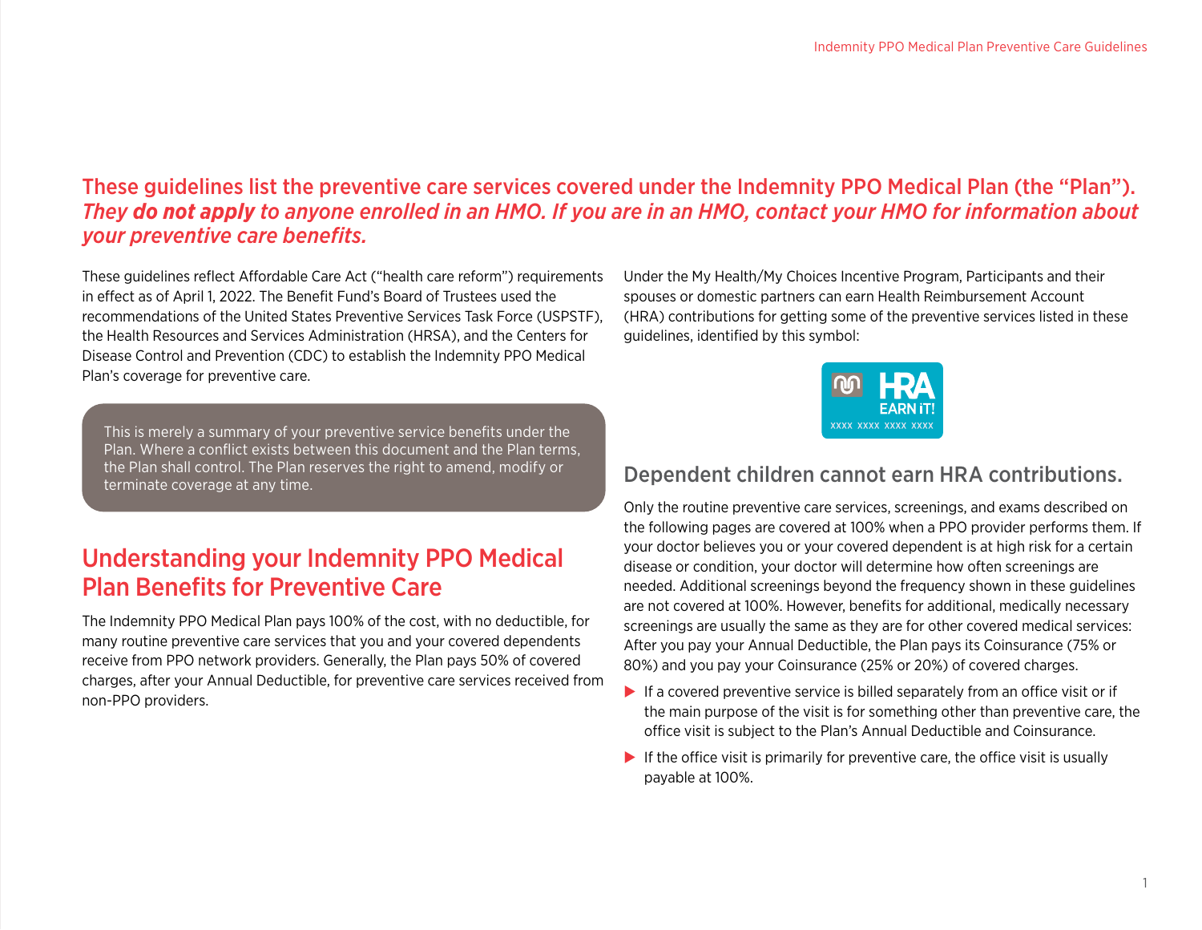**These guidelines list the preventive care services covered under the Indemnity PPO Medical Plan (the "Plan").** ***They do not apply to anyone enrolled in an HMO. If you are in an HMO, contact your HMO for information about your preventive care benefits.***

These guidelines reflect Affordable Care Act ("health care reform") requirements in effect as of April 1, 2022. The Benefit Fund's Board of Trustees used the recommendations of the United States Preventive Services Task Force (USPSTF), the Health Resources and Services Administration (HRSA), and the Centers for Disease Control and Prevention (CDC) to establish the Indemnity PPO Medical Plan's coverage for preventive care.

> This is merely a summary of your preventive service benefits under the Plan. Where a conflict exists between this document and the Plan terms, the Plan shall control. The Plan reserves the right to amend, modify or terminate coverage at any time.

## Understanding your Indemnity PPO Medical Plan Benefits for Preventive Care

The Indemnity PPO Medical Plan pays 100% of the cost, with no deductible, for many routine preventive care services that you and your covered dependents receive from PPO network providers. Generally, the Plan pays 50% of covered charges, after your Annual Deductible, for preventive care services received from non-PPO providers.

Under the My Health/My Choices Incentive Program, Participants and their spouses or domestic partners can earn Health Reimbursement Account (HRA) contributions for getting some of the preventive services listed in these guidelines, identified by this symbol:

HRA EARN iT! XXXX XXXX XXXX XXXX

### Dependent children cannot earn HRA contributions.

Only the routine preventive care services, screenings, and exams described on the following pages are covered at 100% when a PPO provider performs them. If your doctor believes you or your covered dependent is at high risk for a certain disease or condition, your doctor will determine how often screenings are needed. Additional screenings beyond the frequency shown in these guidelines are not covered at 100%. However, benefits for additional, medically necessary screenings are usually the same as they are for other covered medical services: After you pay your Annual Deductible, the Plan pays its Coinsurance (75% or 80%) and you pay your Coinsurance (25% or 20%) of covered charges.

- If a covered preventive service is billed separately from an office visit or if the main purpose of the visit is for something other than preventive care, the office visit is subject to the Plan's Annual Deductible and Coinsurance.
- If the office visit is primarily for preventive care, the office visit is usually payable at 100%.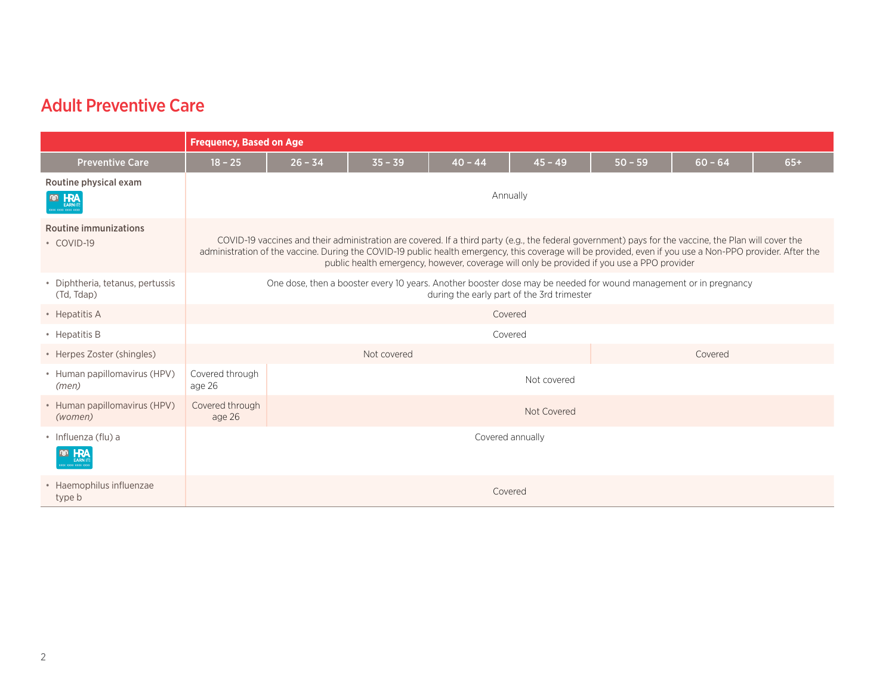# Adult Preventive Care

| Preventive Care | Frequency, Based on Age | | | | | | | |
|---|---|---|---|---|---|---|---|---|
| | 18 – 25 | 26 – 34 | 35 – 39 | 40 – 44 | 45 – 49 | 50 – 59 | 60 – 64 | 65+ |
| **Routine physical exam** HRA EARN IT! | Annually | | | | | | | |
| **Routine immunizations** • COVID-19 | COVID-19 vaccines and their administration are covered. If a third party (e.g., the federal government) pays for the vaccine, the Plan will cover the administration of the vaccine. During the COVID-19 public health emergency, this coverage will be provided, even if you use a Non-PPO provider. After the public health emergency, however, coverage will only be provided if you use a PPO provider | | | | | | | |
| • Diphtheria, tetanus, pertussis (Td, Tdap) | One dose, then a booster every 10 years. Another booster dose may be needed for wound management or in pregnancy during the early part of the 3rd trimester | | | | | | | |
| • Hepatitis A | Covered | | | | | | | |
| • Hepatitis B | Covered | | | | | | | |
| • Herpes Zoster (shingles) | Not covered | | | | | Covered | | |
| • Human papillomavirus (HPV) *(men)* | Covered through age 26 | Not covered | | | | | | |
| • Human papillomavirus (HPV) *(women)* | Covered through age 26 | Not Covered | | | | | | |
| • Influenza (flu) a HRA EARN IT! | Covered annually | | | | | | | |
| • Haemophilus influenzae type b | Covered | | | | | | | |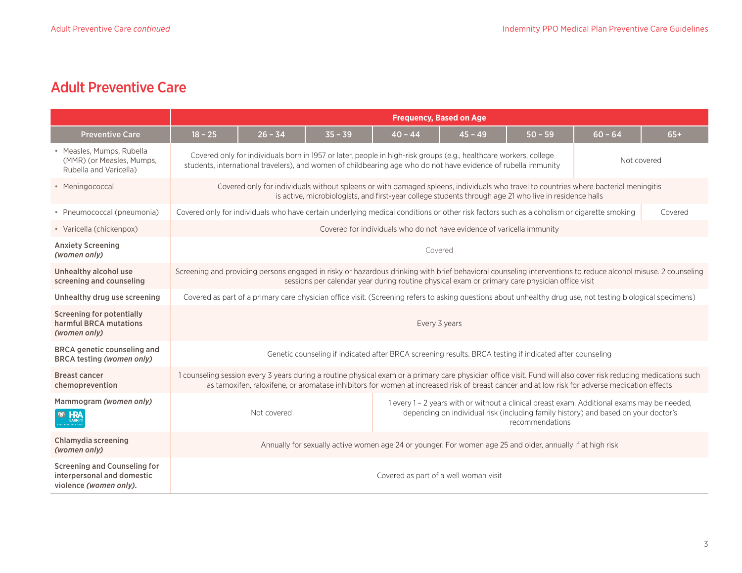## Adult Preventive Care

| Preventive Care | Frequency, Based on Age | | | | | | | |
|---|---|---|---|---|---|---|---|---|
| | 18 – 25 | 26 – 34 | 35 – 39 | 40 – 44 | 45 – 49 | 50 – 59 | 60 – 64 | 65+ |
| • Measles, Mumps, Rubella (MMR) (or Measles, Mumps, Rubella and Varicella) | Covered only for individuals born in 1957 or later, people in high-risk groups (e.g., healthcare workers, college students, international travelers), and women of childbearing age who do not have evidence of rubella immunity | | | | | | Not covered | |
| • Meningococcal | Covered only for individuals without spleens or with damaged spleens, individuals who travel to countries where bacterial meningitis is active, microbiologists, and first-year college students through age 21 who live in residence halls | | | | | | | |
| • Pneumococcal (pneumonia) | Covered only for individuals who have certain underlying medical conditions or other risk factors such as alcoholism or cigarette smoking | | | | | | | Covered |
| • Varicella (chickenpox) | Covered for individuals who do not have evidence of varicella immunity | | | | | | | |
| **Anxiety Screening** ***(women only)*** | Covered | | | | | | | |
| **Unhealthy alcohol use screening and counseling** | Screening and providing persons engaged in risky or hazardous drinking with brief behavioral counseling interventions to reduce alcohol misuse. 2 counseling sessions per calendar year during routine physical exam or primary care physician office visit | | | | | | | |
| **Unhealthy drug use screening** | Covered as part of a primary care physician office visit. (Screening refers to asking questions about unhealthy drug use, not testing biological specimens) | | | | | | | |
| **Screening for potentially harmful BRCA mutations** ***(women only)*** | Every 3 years | | | | | | | |
| **BRCA genetic counseling and BRCA testing** ***(women only)*** | Genetic counseling if indicated after BRCA screening results. BRCA testing if indicated after counseling | | | | | | | |
| **Breast cancer chemoprevention** | 1 counseling session every 3 years during a routine physical exam or a primary care physician office visit. Fund will also cover risk reducing medications such as tamoxifen, raloxifene, or aromatase inhibitors for women at increased risk of breast cancer and at low risk for adverse medication effects | | | | | | | |
| **Mammogram** ***(women only)*** HRA EARN IT! | Not covered | | | 1 every 1 – 2 years with or without a clinical breast exam. Additional exams may be needed, depending on individual risk (including family history) and based on your doctor's recommendations | | | | |
| **Chlamydia screening** ***(women only)*** | Annually for sexually active women age 24 or younger. For women age 25 and older, annually if at high risk | | | | | | | |
| **Screening and Counseling for interpersonal and domestic violence** ***(women only).*** | Covered as part of a well woman visit | | | | | | | |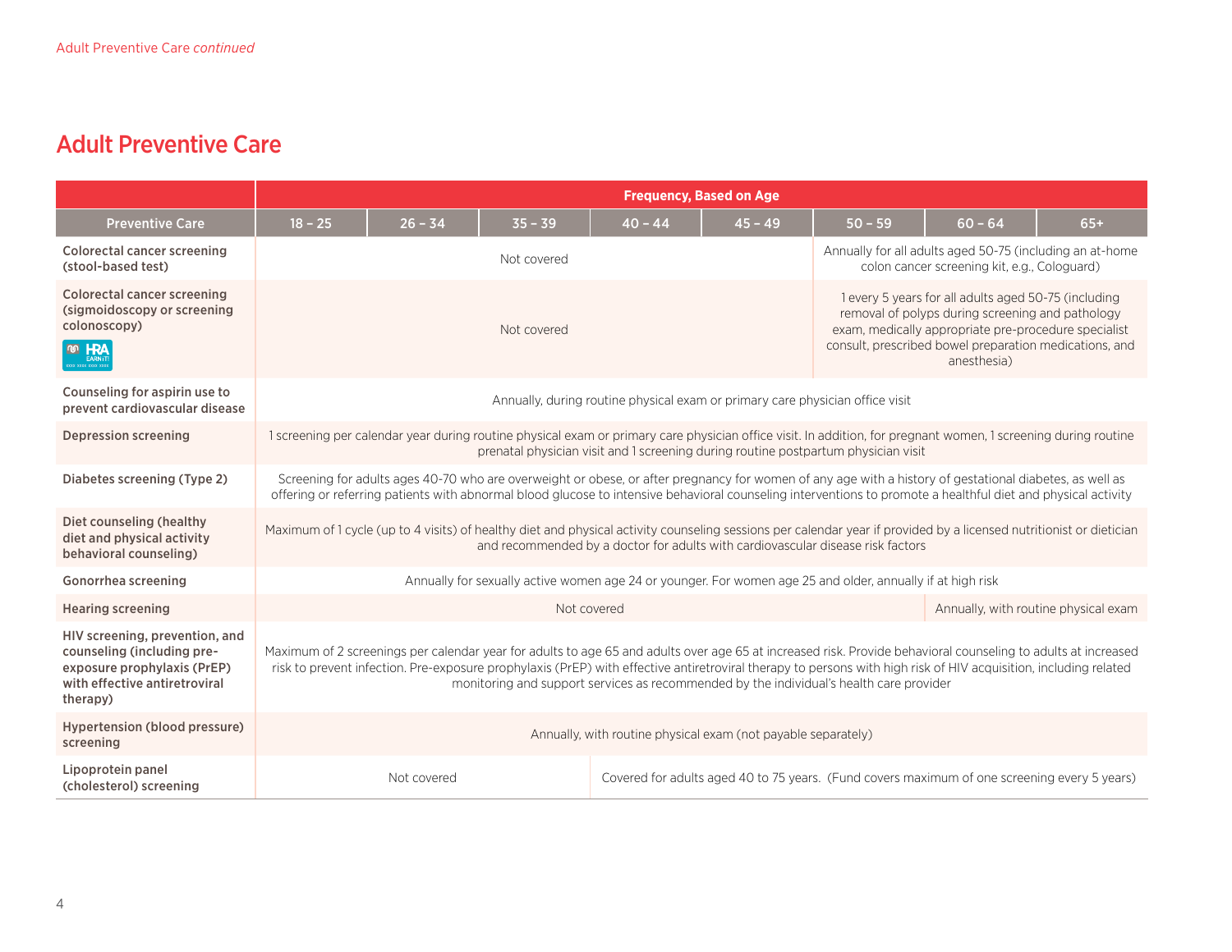## Adult Preventive Care

| Preventive Care | Frequency, Based on Age | | | | | | | |
|---|---|---|---|---|---|---|---|---|
| | 18 – 25 | 26 – 34 | 35 – 39 | 40 – 44 | 45 – 49 | 50 – 59 | 60 – 64 | 65+ |
| Colorectal cancer screening (stool-based test) | Not covered | | | | | Annually for all adults aged 50-75 (including an at-home colon cancer screening kit, e.g., Cologuard) | | |
| Colorectal cancer screening (sigmoidoscopy or screening colonoscopy) HRA EARN IT! | Not covered | | | | | 1 every 5 years for all adults aged 50-75 (including removal of polyps during screening and pathology exam, medically appropriate pre-procedure specialist consult, prescribed bowel preparation medications, and anesthesia) | | |
| Counseling for aspirin use to prevent cardiovascular disease | Annually, during routine physical exam or primary care physician office visit | | | | | | | |
| Depression screening | 1 screening per calendar year during routine physical exam or primary care physician office visit. In addition, for pregnant women, 1 screening during routine prenatal physician visit and 1 screening during routine postpartum physician visit | | | | | | | |
| Diabetes screening (Type 2) | Screening for adults ages 40-70 who are overweight or obese, or after pregnancy for women of any age with a history of gestational diabetes, as well as offering or referring patients with abnormal blood glucose to intensive behavioral counseling interventions to promote a healthful diet and physical activity | | | | | | | |
| Diet counseling (healthy diet and physical activity behavioral counseling) | Maximum of 1 cycle (up to 4 visits) of healthy diet and physical activity counseling sessions per calendar year if provided by a licensed nutritionist or dietician and recommended by a doctor for adults with cardiovascular disease risk factors | | | | | | | |
| Gonorrhea screening | Annually for sexually active women age 24 or younger. For women age 25 and older, annually if at high risk | | | | | | | |
| Hearing screening | Not covered | | | | | | Annually, with routine physical exam | |
| HIV screening, prevention, and counseling (including pre-exposure prophylaxis (PrEP) with effective antiretroviral therapy) | Maximum of 2 screenings per calendar year for adults to age 65 and adults over age 65 at increased risk. Provide behavioral counseling to adults at increased risk to prevent infection. Pre-exposure prophylaxis (PrEP) with effective antiretroviral therapy to persons with high risk of HIV acquisition, including related monitoring and support services as recommended by the individual's health care provider | | | | | | | |
| Hypertension (blood pressure) screening | Annually, with routine physical exam (not payable separately) | | | | | | | |
| Lipoprotein panel (cholesterol) screening | Not covered | | | Covered for adults aged 40 to 75 years. (Fund covers maximum of one screening every 5 years) | | | | |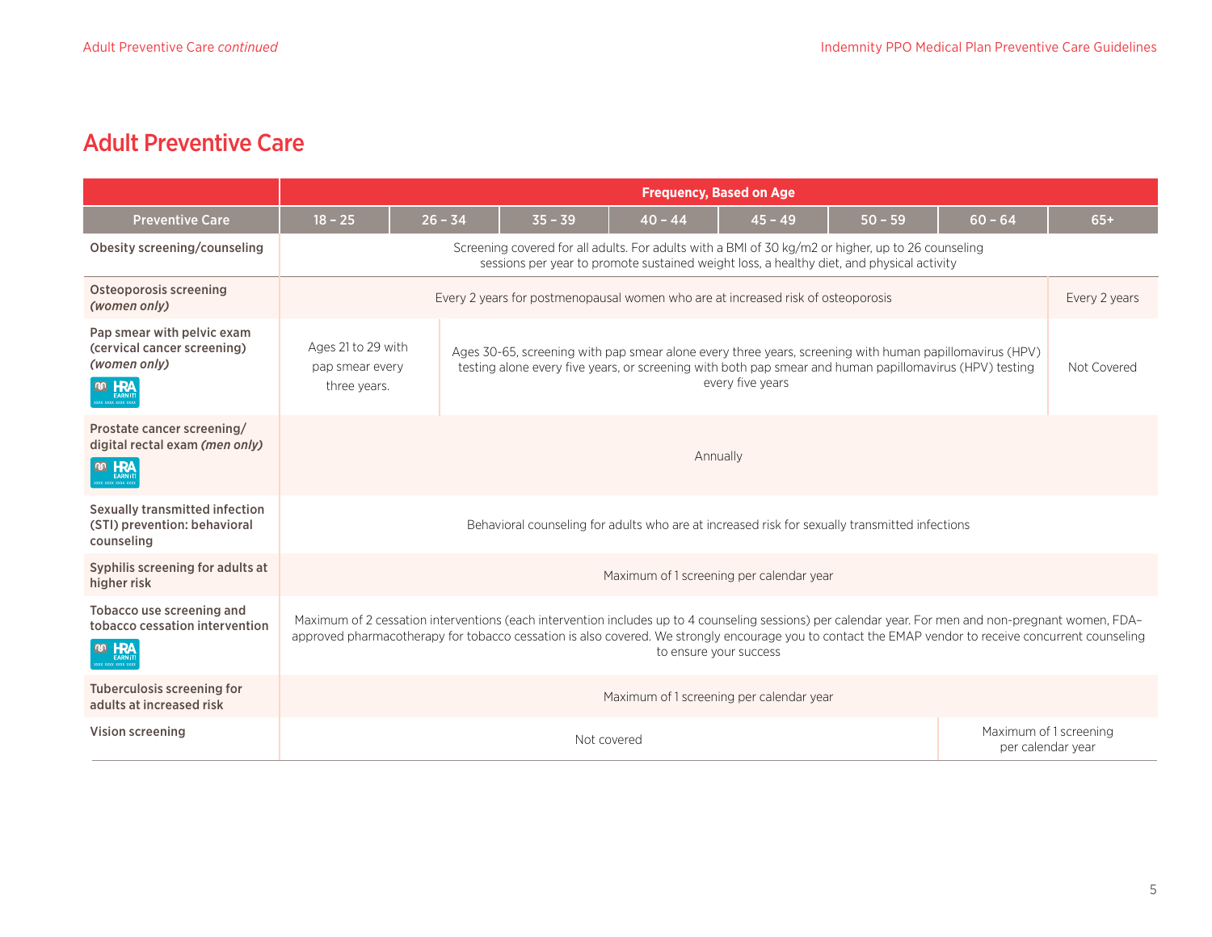## Adult Preventive Care

| | Frequency, Based on Age | | | | | | | |
|---|---|---|---|---|---|---|---|---|
| **Preventive Care** | **18 – 25** | **26 – 34** | **35 – 39** | **40 – 44** | **45 – 49** | **50 – 59** | **60 – 64** | **65+** |
| **Obesity screening/counseling** | Screening covered for all adults. For adults with a BMI of 30 kg/m2 or higher, up to 26 counseling sessions per year to promote sustained weight loss, a healthy diet, and physical activity | | | | | | | |
| **Osteoporosis screening *(women only)*** | Every 2 years for postmenopausal women who are at increased risk of osteoporosis | | | | | | | Every 2 years |
| **Pap smear with pelvic exam (cervical cancer screening) *(women only)*** HRA EARN IT! | Ages 21 to 29 with pap smear every three years. | Ages 30-65, screening with pap smear alone every three years, screening with human papillomavirus (HPV) testing alone every five years, or screening with both pap smear and human papillomavirus (HPV) testing every five years | | | | | | Not Covered |
| **Prostate cancer screening/ digital rectal exam *(men only)*** HRA EARN IT! | Annually | | | | | | | |
| **Sexually transmitted infection (STI) prevention: behavioral counseling** | Behavioral counseling for adults who are at increased risk for sexually transmitted infections | | | | | | | |
| **Syphilis screening for adults at higher risk** | Maximum of 1 screening per calendar year | | | | | | | |
| **Tobacco use screening and tobacco cessation intervention** HRA EARN IT! | Maximum of 2 cessation interventions (each intervention includes up to 4 counseling sessions) per calendar year. For men and non-pregnant women, FDA–approved pharmacotherapy for tobacco cessation is also covered. We strongly encourage you to contact the EMAP vendor to receive concurrent counseling to ensure your success | | | | | | | |
| **Tuberculosis screening for adults at increased risk** | Maximum of 1 screening per calendar year | | | | | | | |
| **Vision screening** | Not covered | | | | | | Maximum of 1 screening per calendar year | |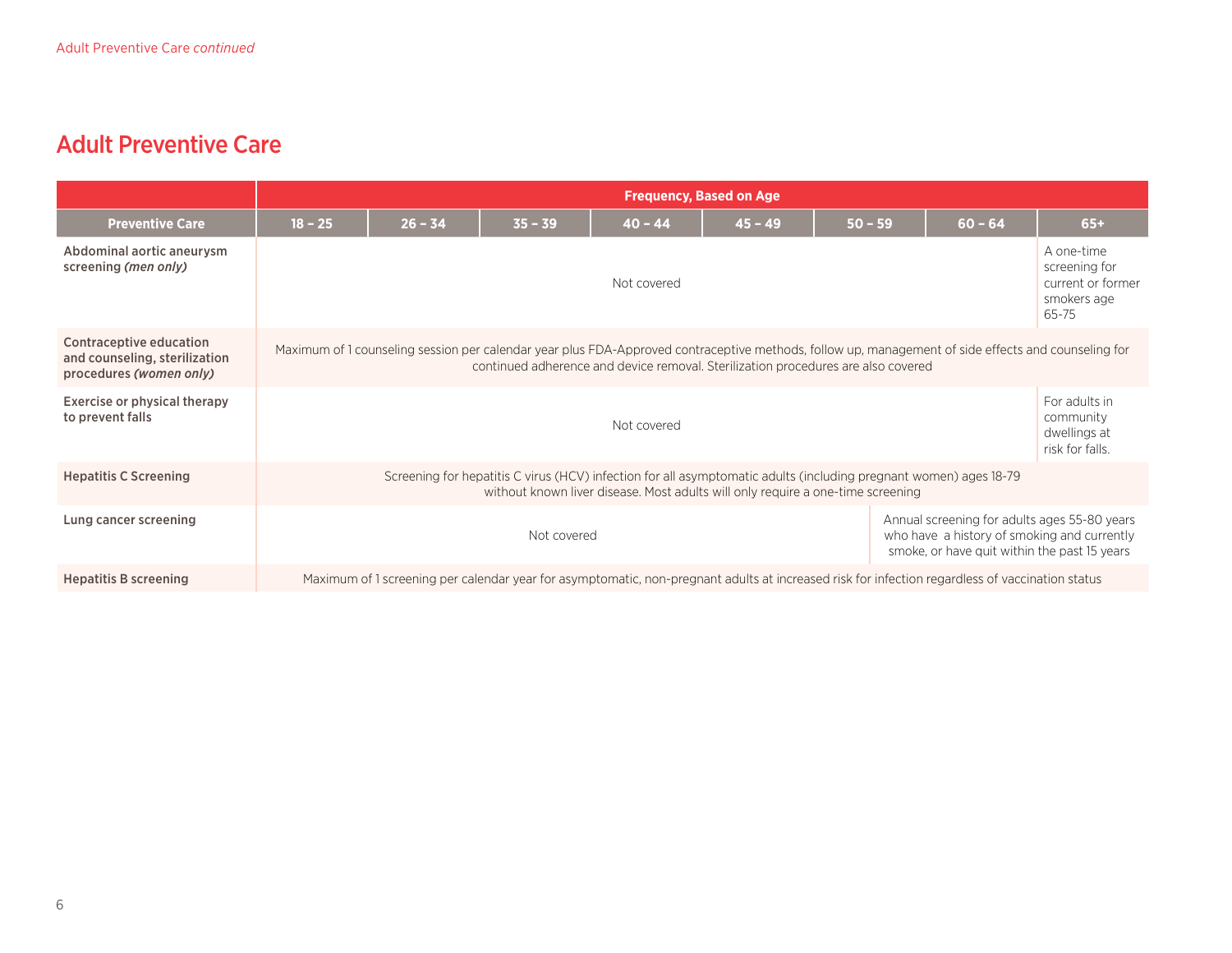## Adult Preventive Care

| Preventive Care | Frequency, Based on Age | | | | | | | |
|---|---|---|---|---|---|---|---|---|
| | 18 – 25 | 26 – 34 | 35 – 39 | 40 – 44 | 45 – 49 | 50 – 59 | 60 – 64 | 65+ |
| **Abdominal aortic aneurysm screening *(men only)*** | Not covered | | | | | | | A one-time screening for current or former smokers age 65-75 |
| **Contraceptive education and counseling, sterilization procedures *(women only)*** | Maximum of 1 counseling session per calendar year plus FDA-Approved contraceptive methods, follow up, management of side effects and counseling for continued adherence and device removal. Sterilization procedures are also covered | | | | | | | |
| **Exercise or physical therapy to prevent falls** | Not covered | | | | | | | For adults in community dwellings at risk for falls. |
| **Hepatitis C Screening** | Screening for hepatitis C virus (HCV) infection for all asymptomatic adults (including pregnant women) ages 18-79 without known liver disease. Most adults will only require a one-time screening | | | | | | | |
| **Lung cancer screening** | Not covered | | | | | Annual screening for adults ages 55-80 years who have a history of smoking and currently smoke, or have quit within the past 15 years | | |
| **Hepatitis B screening** | Maximum of 1 screening per calendar year for asymptomatic, non-pregnant adults at increased risk for infection regardless of vaccination status | | | | | | | |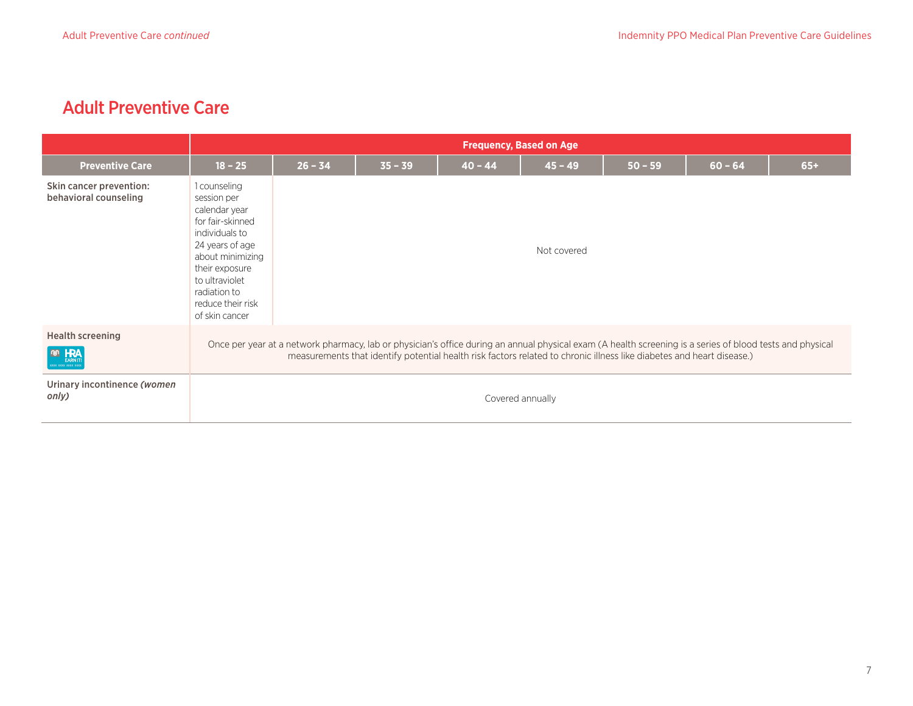## Adult Preventive Care

| Preventive Care | Frequency, Based on Age | | | | | | | |
|---|---|---|---|---|---|---|---|---|
| | 18 – 25 | 26 – 34 | 35 – 39 | 40 – 44 | 45 – 49 | 50 – 59 | 60 – 64 | 65+ |
| **Skin cancer prevention: behavioral counseling** | 1 counseling session per calendar year for fair-skinned individuals to 24 years of age about minimizing their exposure to ultraviolet radiation to reduce their risk of skin cancer | Not covered | | | | | | |
| **Health screening** HRA EARN IT! | Once per year at a network pharmacy, lab or physician's office during an annual physical exam (A health screening is a series of blood tests and physical measurements that identify potential health risk factors related to chronic illness like diabetes and heart disease.) | | | | | | | |
| **Urinary incontinence *(women only)*** | Covered annually | | | | | | | |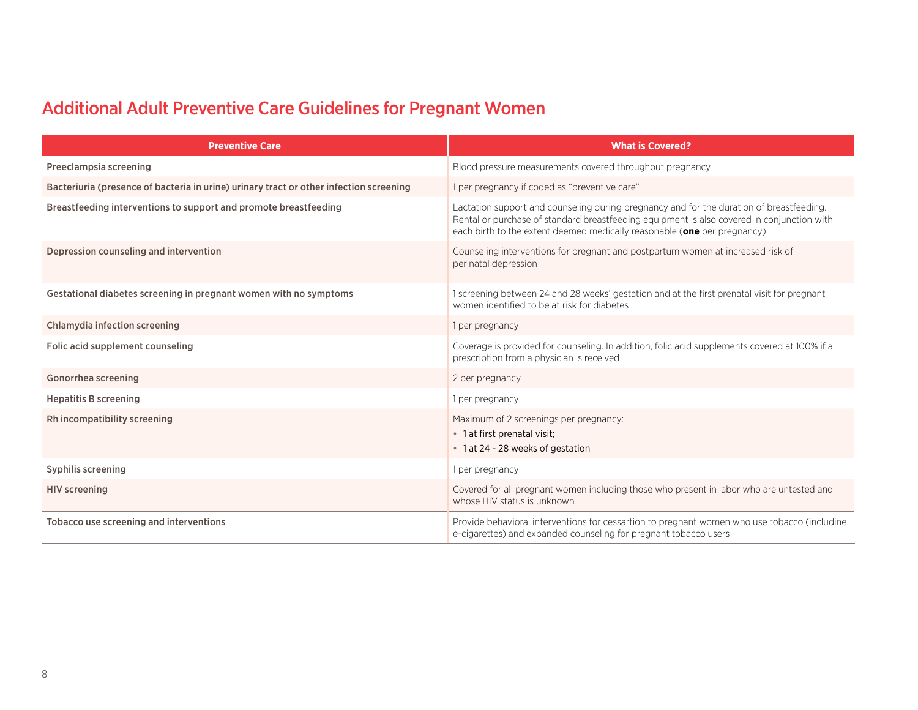## Additional Adult Preventive Care Guidelines for Pregnant Women

| Preventive Care | What is Covered? |
|---|---|
| **Preeclampsia screening** | Blood pressure measurements covered throughout pregnancy |
| **Bacteriuria (presence of bacteria in urine) urinary tract or other infection screening** | 1 per pregnancy if coded as "preventive care" |
| **Breastfeeding interventions to support and promote breastfeeding** | Lactation support and counseling during pregnancy and for the duration of breastfeeding. Rental or purchase of standard breastfeeding equipment is also covered in conjunction with each birth to the extent deemed medically reasonable (**one** per pregnancy) |
| **Depression counseling and intervention** | Counseling interventions for pregnant and postpartum women at increased risk of perinatal depression |
| **Gestational diabetes screening in pregnant women with no symptoms** | 1 screening between 24 and 28 weeks' gestation and at the first prenatal visit for pregnant women identified to be at risk for diabetes |
| **Chlamydia infection screening** | 1 per pregnancy |
| **Folic acid supplement counseling** | Coverage is provided for counseling. In addition, folic acid supplements covered at 100% if a prescription from a physician is received |
| **Gonorrhea screening** | 2 per pregnancy |
| **Hepatitis B screening** | 1 per pregnancy |
| **Rh incompatibility screening** | Maximum of 2 screenings per pregnancy:<br>• 1 at first prenatal visit;<br>• 1 at 24 - 28 weeks of gestation |
| **Syphilis screening** | 1 per pregnancy |
| **HIV screening** | Covered for all pregnant women including those who present in labor who are untested and whose HIV status is unknown |
| **Tobacco use screening and interventions** | Provide behavioral interventions for cessartion to pregnant women who use tobacco (includine e-cigarettes) and expanded counseling for pregnant tobacco users |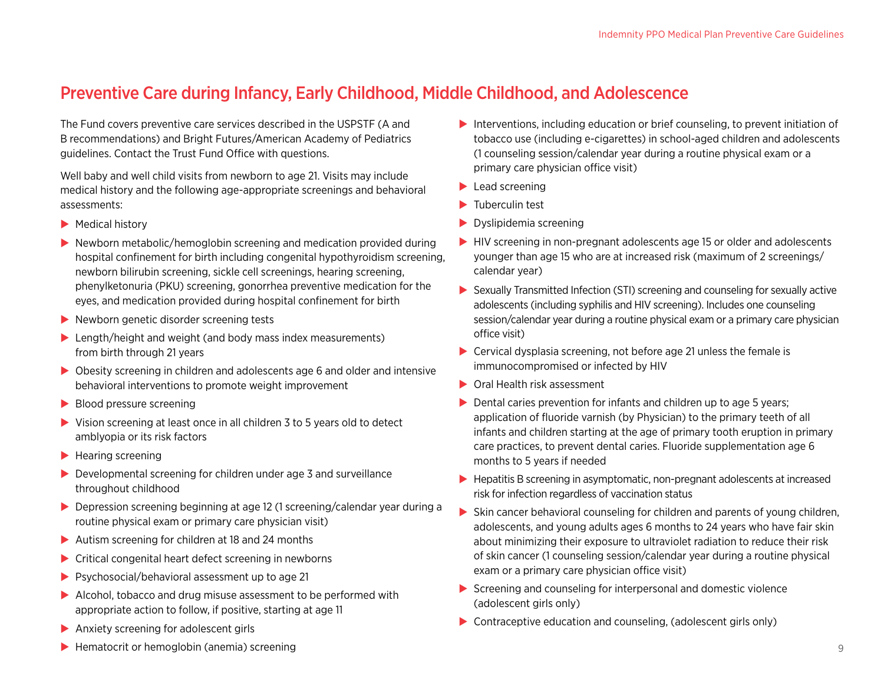## Preventive Care during Infancy, Early Childhood, Middle Childhood, and Adolescence

The Fund covers preventive care services described in the USPSTF (A and B recommendations) and Bright Futures/American Academy of Pediatrics guidelines. Contact the Trust Fund Office with questions.

Well baby and well child visits from newborn to age 21. Visits may include medical history and the following age-appropriate screenings and behavioral assessments:

- Medical history
- Newborn metabolic/hemoglobin screening and medication provided during hospital confinement for birth including congenital hypothyroidism screening, newborn bilirubin screening, sickle cell screenings, hearing screening, phenylketonuria (PKU) screening, gonorrhea preventive medication for the eyes, and medication provided during hospital confinement for birth
- Newborn genetic disorder screening tests
- Length/height and weight (and body mass index measurements) from birth through 21 years
- Obesity screening in children and adolescents age 6 and older and intensive behavioral interventions to promote weight improvement
- Blood pressure screening
- Vision screening at least once in all children 3 to 5 years old to detect amblyopia or its risk factors
- Hearing screening
- Developmental screening for children under age 3 and surveillance throughout childhood
- Depression screening beginning at age 12 (1 screening/calendar year during a routine physical exam or primary care physician visit)
- Autism screening for children at 18 and 24 months
- Critical congenital heart defect screening in newborns
- Psychosocial/behavioral assessment up to age 21
- Alcohol, tobacco and drug misuse assessment to be performed with appropriate action to follow, if positive, starting at age 11
- Anxiety screening for adolescent girls
- Hematocrit or hemoglobin (anemia) screening
- Interventions, including education or brief counseling, to prevent initiation of tobacco use (including e-cigarettes) in school-aged children and adolescents (1 counseling session/calendar year during a routine physical exam or a primary care physician office visit)
- Lead screening
- Tuberculin test
- Dyslipidemia screening
- HIV screening in non-pregnant adolescents age 15 or older and adolescents younger than age 15 who are at increased risk (maximum of 2 screenings/calendar year)
- Sexually Transmitted Infection (STI) screening and counseling for sexually active adolescents (including syphilis and HIV screening). Includes one counseling session/calendar year during a routine physical exam or a primary care physician office visit)
- Cervical dysplasia screening, not before age 21 unless the female is immunocompromised or infected by HIV
- Oral Health risk assessment
- Dental caries prevention for infants and children up to age 5 years; application of fluoride varnish (by Physician) to the primary teeth of all infants and children starting at the age of primary tooth eruption in primary care practices, to prevent dental caries. Fluoride supplementation age 6 months to 5 years if needed
- Hepatitis B screening in asymptomatic, non-pregnant adolescents at increased risk for infection regardless of vaccination status
- Skin cancer behavioral counseling for children and parents of young children, adolescents, and young adults ages 6 months to 24 years who have fair skin about minimizing their exposure to ultraviolet radiation to reduce their risk of skin cancer (1 counseling session/calendar year during a routine physical exam or a primary care physician office visit)
- Screening and counseling for interpersonal and domestic violence (adolescent girls only)
- Contraceptive education and counseling, (adolescent girls only)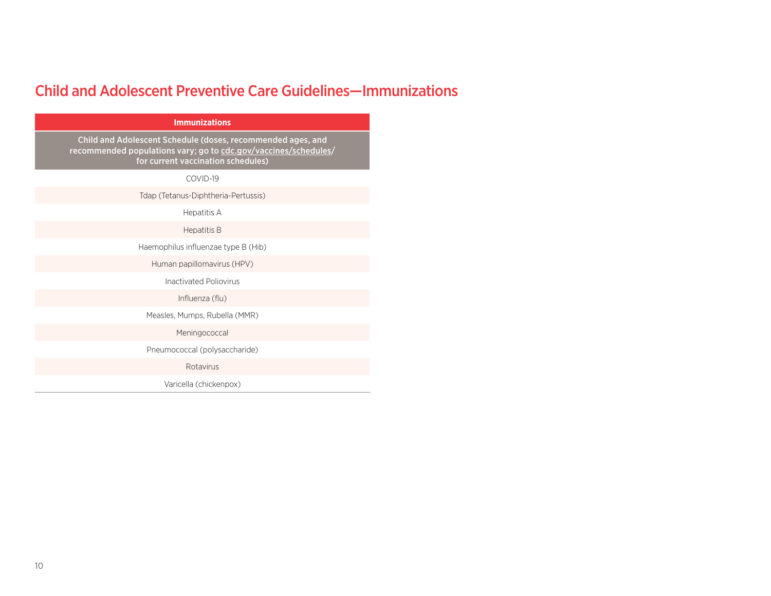# Child and Adolescent Preventive Care Guidelines—Immunizations

| Immunizations |
|---|
| **Child and Adolescent Schedule (doses, recommended ages, and recommended populations vary; go to cdc.gov/vaccines/schedules/ for current vaccination schedules)** |
| COVID-19 |
| Tdap (Tetanus-Diphtheria-Pertussis) |
| Hepatitis A |
| Hepatitis B |
| Haemophilus influenzae type B (Hib) |
| Human papillomavirus (HPV) |
| Inactivated Poliovirus |
| Influenza (flu) |
| Measles, Mumps, Rubella (MMR) |
| Meningococcal |
| Pneumococcal (polysaccharide) |
| Rotavirus |
| Varicella (chickenpox) |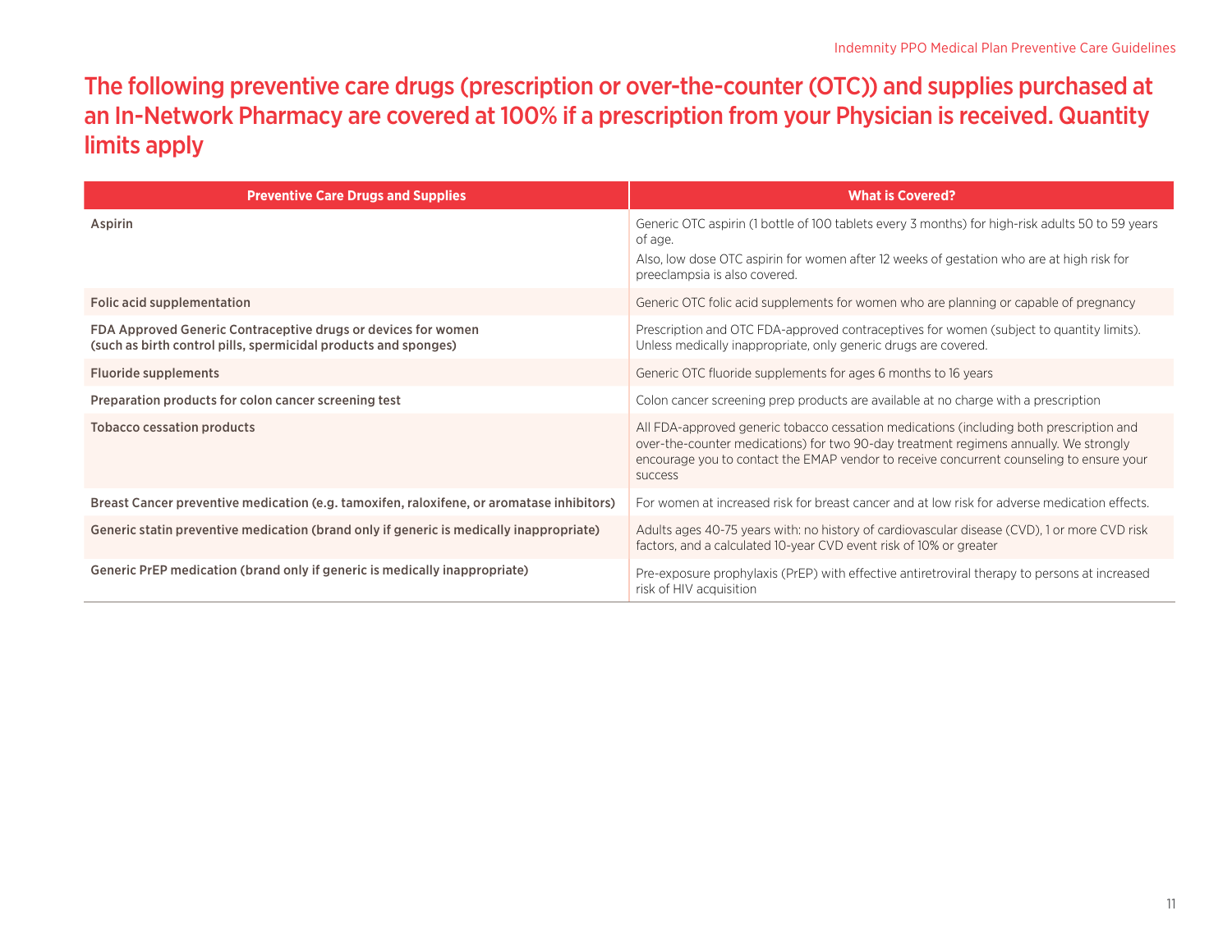## The following preventive care drugs (prescription or over-the-counter (OTC)) and supplies purchased at an In-Network Pharmacy are covered at 100% if a prescription from your Physician is received. Quantity limits apply

| Preventive Care Drugs and Supplies | What is Covered? |
|---|---|
| **Aspirin** | Generic OTC aspirin (1 bottle of 100 tablets every 3 months) for high-risk adults 50 to 59 years of age.<br>Also, low dose OTC aspirin for women after 12 weeks of gestation who are at high risk for preeclampsia is also covered. |
| **Folic acid supplementation** | Generic OTC folic acid supplements for women who are planning or capable of pregnancy |
| **FDA Approved Generic Contraceptive drugs or devices for women (such as birth control pills, spermicidal products and sponges)** | Prescription and OTC FDA-approved contraceptives for women (subject to quantity limits). Unless medically inappropriate, only generic drugs are covered. |
| **Fluoride supplements** | Generic OTC fluoride supplements for ages 6 months to 16 years |
| **Preparation products for colon cancer screening test** | Colon cancer screening prep products are available at no charge with a prescription |
| **Tobacco cessation products** | All FDA-approved generic tobacco cessation medications (including both prescription and over-the-counter medications) for two 90-day treatment regimens annually. We strongly encourage you to contact the EMAP vendor to receive concurrent counseling to ensure your success |
| **Breast Cancer preventive medication (e.g. tamoxifen, raloxifene, or aromatase inhibitors)** | For women at increased risk for breast cancer and at low risk for adverse medication effects. |
| **Generic statin preventive medication (brand only if generic is medically inappropriate)** | Adults ages 40-75 years with: no history of cardiovascular disease (CVD), 1 or more CVD risk factors, and a calculated 10-year CVD event risk of 10% or greater |
| **Generic PrEP medication (brand only if generic is medically inappropriate)** | Pre-exposure prophylaxis (PrEP) with effective antiretroviral therapy to persons at increased risk of HIV acquisition |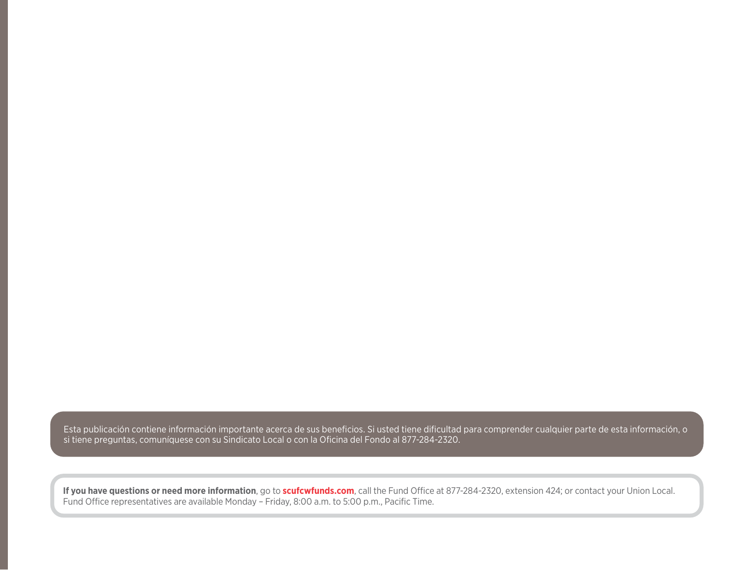Esta publicación contiene información importante acerca de sus beneficios. Si usted tiene dificultad para comprender cualquier parte de esta información, o si tiene preguntas, comuníquese con su Sindicato Local o con la Oficina del Fondo al 877-284-2320.

**If you have questions or need more information**, go to **scufcwfunds.com**, call the Fund Office at 877-284-2320, extension 424; or contact your Union Local. Fund Office representatives are available Monday – Friday, 8:00 a.m. to 5:00 p.m., Pacific Time.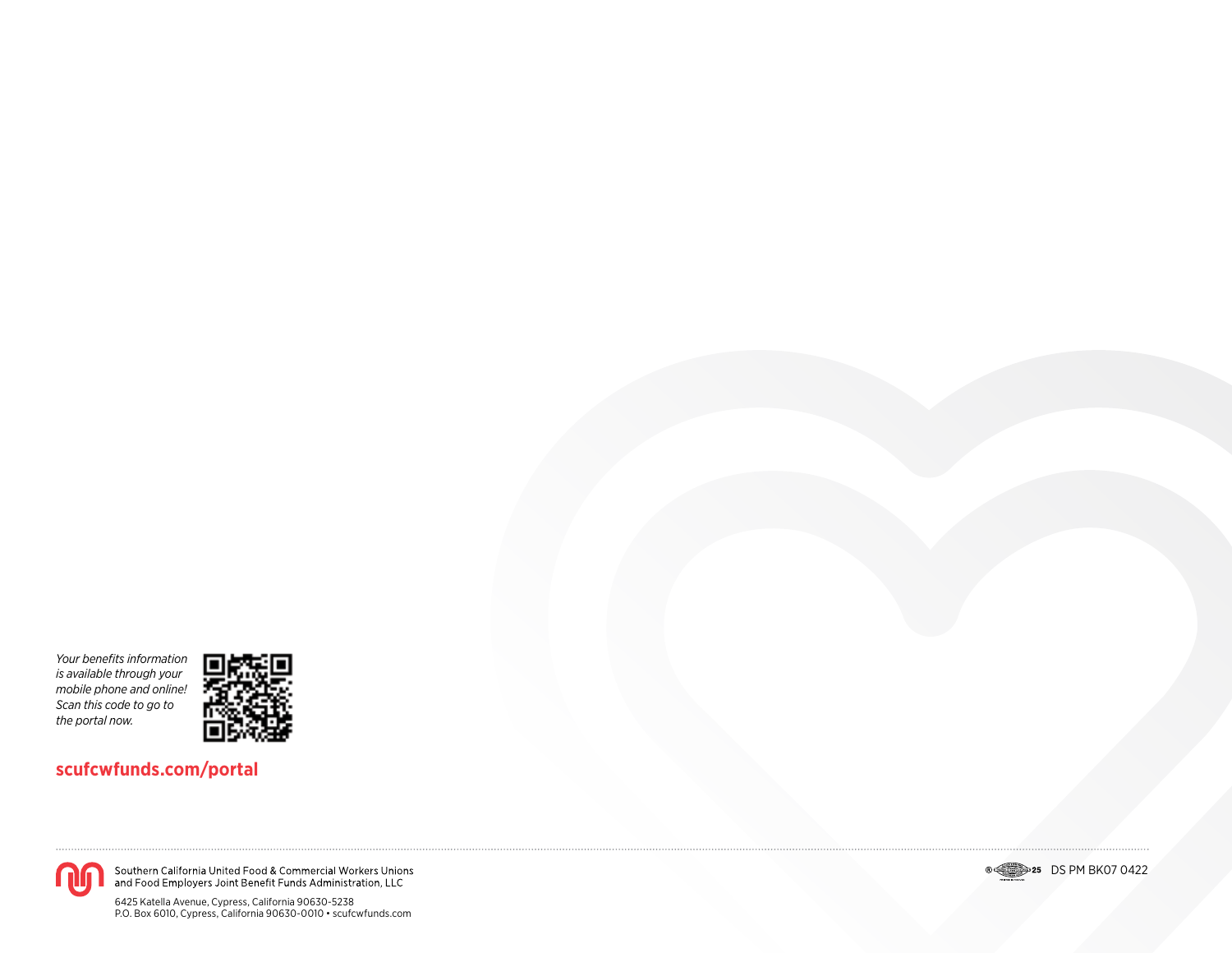*Your benefits information is available through your mobile phone and online! Scan this code to go to the portal now.*

**scufcwfunds.com/portal**

Southern California United Food & Commercial Workers Unions and Food Employers Joint Benefit Funds Administration, LLC

6425 Katella Avenue, Cypress, California 90630-5238
P.O. Box 6010, Cypress, California 90630-0010 • scufcwfunds.com

DS PM BK07 0422